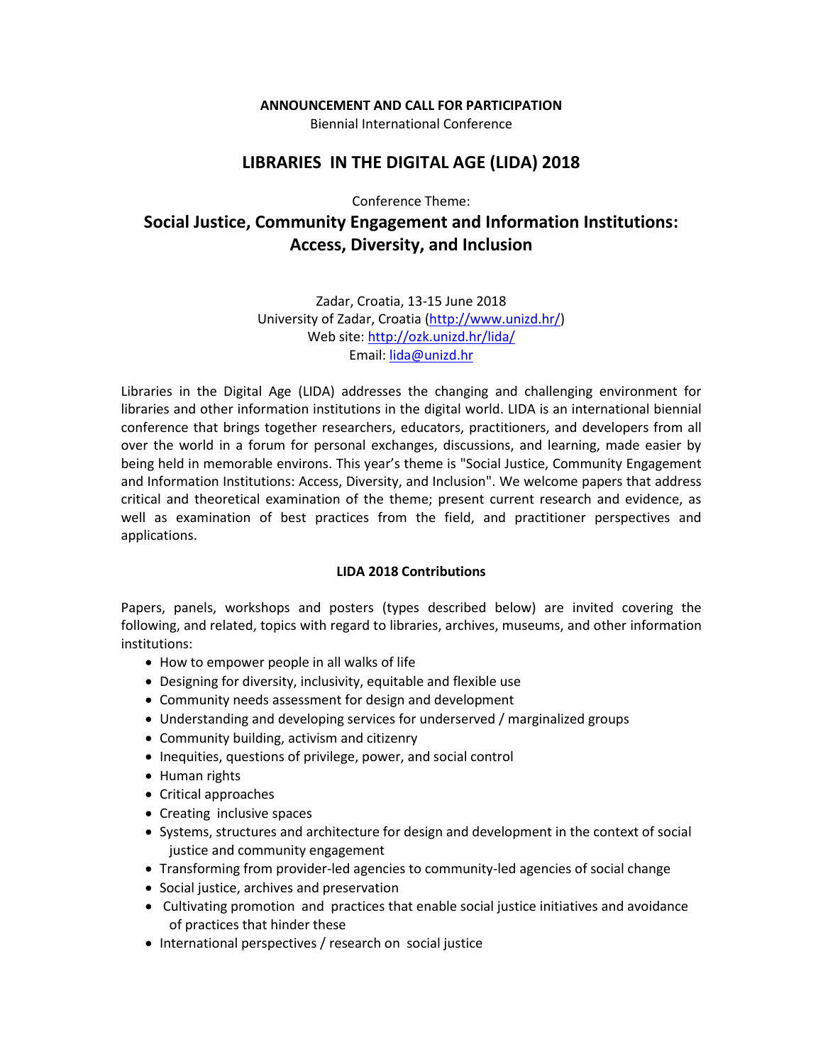**ANNOUNCEMENT AND CALL FOR PARTICIPATION**

Biennial International Conference

# LIBRARIES IN THE DIGITAL AGE (LIDA) 2018

Conference Theme:

## Social Justice, Community Engagement and Information Institutions: Access, Diversity, and Inclusion

Zadar, Croatia, 13-15 June 2018
University of Zadar, Croatia (http://www.unizd.hr/)
Web site: http://ozk.unizd.hr/lida/
Email: lida@unizd.hr

Libraries in the Digital Age (LIDA) addresses the changing and challenging environment for libraries and other information institutions in the digital world. LIDA is an international biennial conference that brings together researchers, educators, practitioners, and developers from all over the world in a forum for personal exchanges, discussions, and learning, made easier by being held in memorable environs. This year's theme is "Social Justice, Community Engagement and Information Institutions: Access, Diversity, and Inclusion". We welcome papers that address critical and theoretical examination of the theme; present current research and evidence, as well as examination of best practices from the field, and practitioner perspectives and applications.

**LIDA 2018 Contributions**

Papers, panels, workshops and posters (types described below) are invited covering the following, and related, topics with regard to libraries, archives, museums, and other information institutions:

- How to empower people in all walks of life
- Designing for diversity, inclusivity, equitable and flexible use
- Community needs assessment for design and development
- Understanding and developing services for underserved / marginalized groups
- Community building, activism and citizenry
- Inequities, questions of privilege, power, and social control
- Human rights
- Critical approaches
- Creating inclusive spaces
- Systems, structures and architecture for design and development in the context of social justice and community engagement
- Transforming from provider-led agencies to community-led agencies of social change
- Social justice, archives and preservation
- Cultivating promotion and practices that enable social justice initiatives and avoidance of practices that hinder these
- International perspectives / research on social justice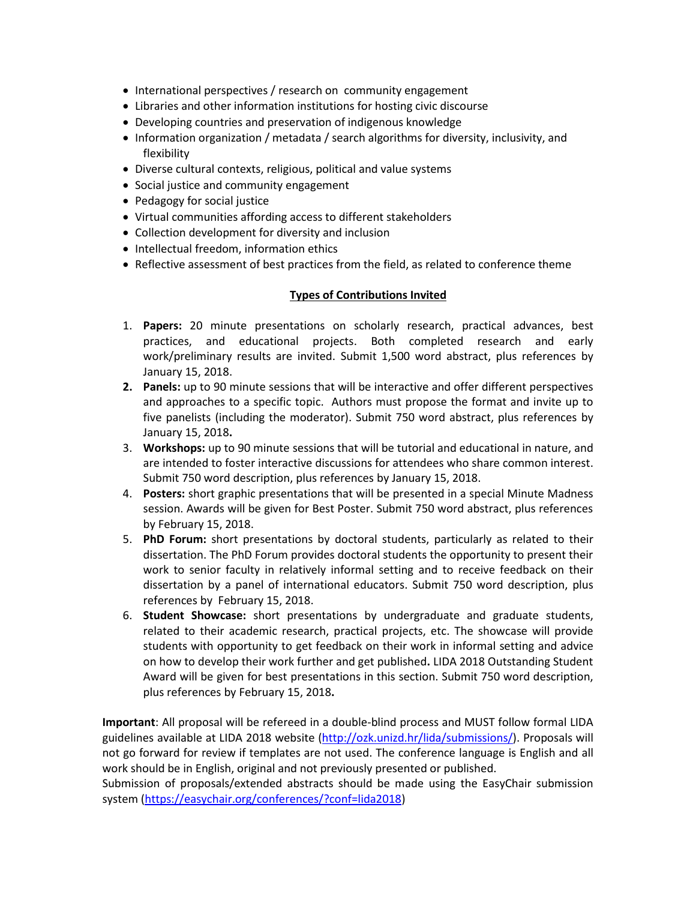- International perspectives / research on community engagement
- Libraries and other information institutions for hosting civic discourse
- Developing countries and preservation of indigenous knowledge
- Information organization / metadata / search algorithms for diversity, inclusivity, and flexibility
- Diverse cultural contexts, religious, political and value systems
- Social justice and community engagement
- Pedagogy for social justice
- Virtual communities affording access to different stakeholders
- Collection development for diversity and inclusion
- Intellectual freedom, information ethics
- Reflective assessment of best practices from the field, as related to conference theme

## Types of Contributions Invited

1. **Papers:** 20 minute presentations on scholarly research, practical advances, best practices, and educational projects. Both completed research and early work/preliminary results are invited. Submit 1,500 word abstract, plus references by January 15, 2018.
2. **Panels:** up to 90 minute sessions that will be interactive and offer different perspectives and approaches to a specific topic. Authors must propose the format and invite up to five panelists (including the moderator). Submit 750 word abstract, plus references by January 15, 2018**.**
3. **Workshops:** up to 90 minute sessions that will be tutorial and educational in nature, and are intended to foster interactive discussions for attendees who share common interest. Submit 750 word description, plus references by January 15, 2018.
4. **Posters:** short graphic presentations that will be presented in a special Minute Madness session. Awards will be given for Best Poster. Submit 750 word abstract, plus references by February 15, 2018.
5. **PhD Forum:** short presentations by doctoral students, particularly as related to their dissertation. The PhD Forum provides doctoral students the opportunity to present their work to senior faculty in relatively informal setting and to receive feedback on their dissertation by a panel of international educators. Submit 750 word description, plus references by February 15, 2018.
6. **Student Showcase:** short presentations by undergraduate and graduate students, related to their academic research, practical projects, etc. The showcase will provide students with opportunity to get feedback on their work in informal setting and advice on how to develop their work further and get published**.** LIDA 2018 Outstanding Student Award will be given for best presentations in this section. Submit 750 word description, plus references by February 15, 2018**.**

**Important**: All proposal will be refereed in a double-blind process and MUST follow formal LIDA guidelines available at LIDA 2018 website (http://ozk.unizd.hr/lida/submissions/). Proposals will not go forward for review if templates are not used. The conference language is English and all work should be in English, original and not previously presented or published.
Submission of proposals/extended abstracts should be made using the EasyChair submission system (https://easychair.org/conferences/?conf=lida2018)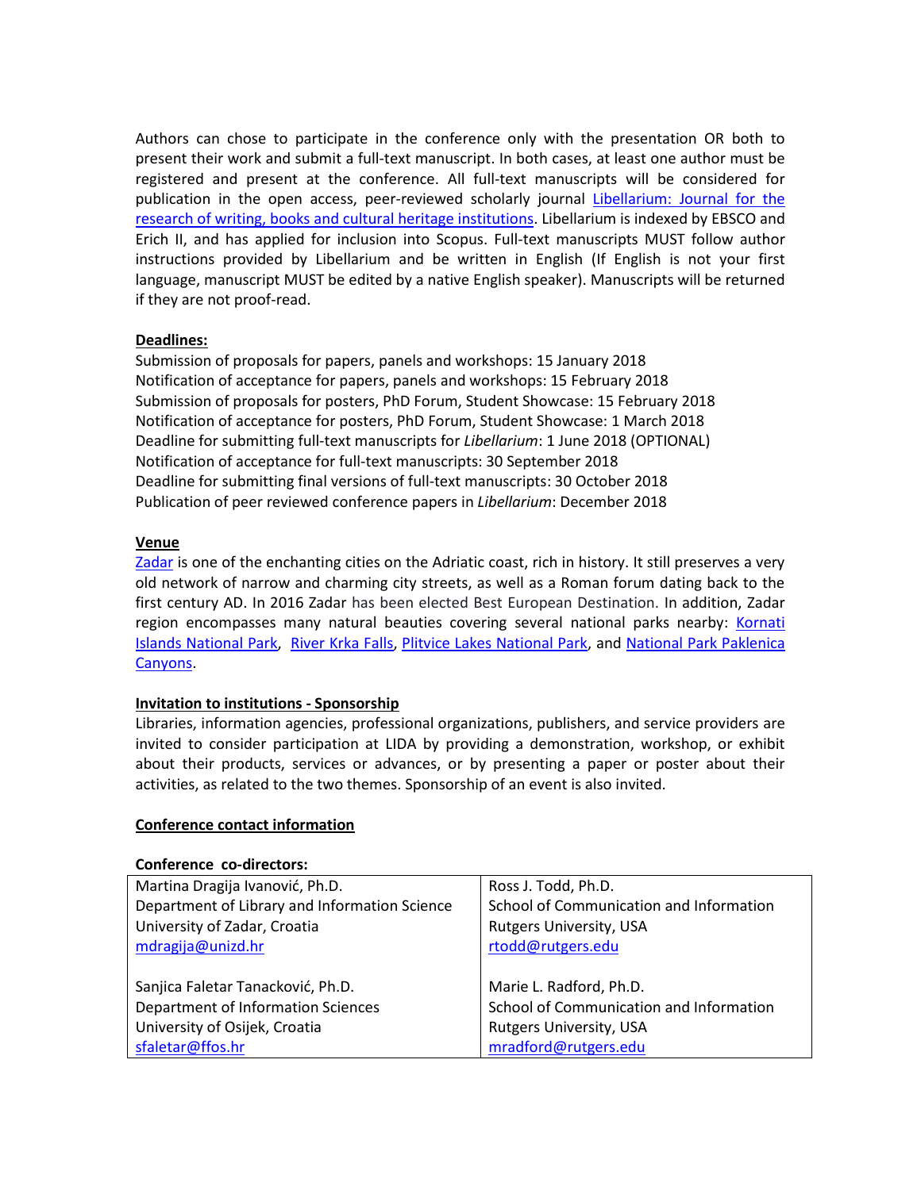Authors can chose to participate in the conference only with the presentation OR both to present their work and submit a full-text manuscript. In both cases, at least one author must be registered and present at the conference. All full-text manuscripts will be considered for publication in the open access, peer-reviewed scholarly journal Libellarium: Journal for the research of writing, books and cultural heritage institutions. Libellarium is indexed by EBSCO and Erich II, and has applied for inclusion into Scopus. Full-text manuscripts MUST follow author instructions provided by Libellarium and be written in English (If English is not your first language, manuscript MUST be edited by a native English speaker). Manuscripts will be returned if they are not proof-read.

**Deadlines:**

Submission of proposals for papers, panels and workshops: 15 January 2018
Notification of acceptance for papers, panels and workshops: 15 February 2018
Submission of proposals for posters, PhD Forum, Student Showcase: 15 February 2018
Notification of acceptance for posters, PhD Forum, Student Showcase: 1 March 2018
Deadline for submitting full-text manuscripts for *Libellarium*: 1 June 2018 (OPTIONAL)
Notification of acceptance for full-text manuscripts: 30 September 2018
Deadline for submitting final versions of full-text manuscripts: 30 October 2018
Publication of peer reviewed conference papers in *Libellarium*: December 2018

**Venue**

Zadar is one of the enchanting cities on the Adriatic coast, rich in history. It still preserves a very old network of narrow and charming city streets, as well as a Roman forum dating back to the first century AD. In 2016 Zadar has been elected Best European Destination. In addition, Zadar region encompasses many natural beauties covering several national parks nearby: Kornati Islands National Park, River Krka Falls, Plitvice Lakes National Park, and National Park Paklenica Canyons.

**Invitation to institutions - Sponsorship**

Libraries, information agencies, professional organizations, publishers, and service providers are invited to consider participation at LIDA by providing a demonstration, workshop, or exhibit about their products, services or advances, or by presenting a paper or poster about their activities, as related to the two themes. Sponsorship of an event is also invited.

**Conference contact information**

**Conference co-directors:**

| | |
|---|---|
| Martina Dragija Ivanović, Ph.D.<br>Department of Library and Information Science<br>University of Zadar, Croatia<br>mdragija@unizd.hr<br><br>Sanjica Faletar Tanacković, Ph.D.<br>Department of Information Sciences<br>University of Osijek, Croatia<br>sfaletar@ffos.hr | Ross J. Todd, Ph.D.<br>School of Communication and Information<br>Rutgers University, USA<br>rtodd@rutgers.edu<br><br>Marie L. Radford, Ph.D.<br>School of Communication and Information<br>Rutgers University, USA<br>mradford@rutgers.edu |